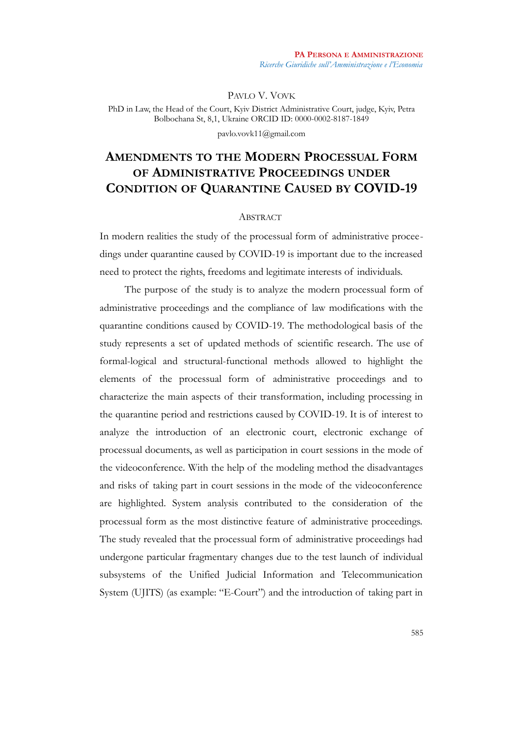PAVLO V. VOVK

PhD in Law, the Head of the Court, Kyiv District Administrative Court, judge, Kyiv, Petra Bolbochana St, 8,1, Ukraine ORCID ID: 0000-0002-8187-1849

pavlo.vovk11@gmail.com

# AMENDMENTS TO THE MODERN PROCESSUAL FORM OF ADMINISTRATIVE PROCEEDINGS UNDER CONDITION OF QUARANTINE CAUSED BY COVID-19

## ABSTRACT

In modern realities the study of the processual form of administrative proceedings under quarantine caused by COVID-19 is important due to the increased need to protect the rights, freedoms and legitimate interests of individuals.

The purpose of the study is to analyze the modern processual form of administrative proceedings and the compliance of law modifications with the quarantine conditions caused by COVID-19. The methodological basis of the study represents a set of updated methods of scientific research. The use of formal-logical and structural-functional methods allowed to highlight the elements of the processual form of administrative proceedings and to characterize the main aspects of their transformation, including processing in the quarantine period and restrictions caused by COVID-19. It is of interest to analyze the introduction of an electronic court, electronic exchange of processual documents, as well as participation in court sessions in the mode of the videoconference. With the help of the modeling method the disadvantages and risks of taking part in court sessions in the mode of the videoconference are highlighted. System analysis contributed to the consideration of the processual form as the most distinctive feature of administrative proceedings. The study revealed that the processual form of administrative proceedings had undergone particular fragmentary changes due to the test launch of individual subsystems of the Unified Judicial Information and Telecommunication System (UJITS) (as example: "E-Court") and the introduction of taking part in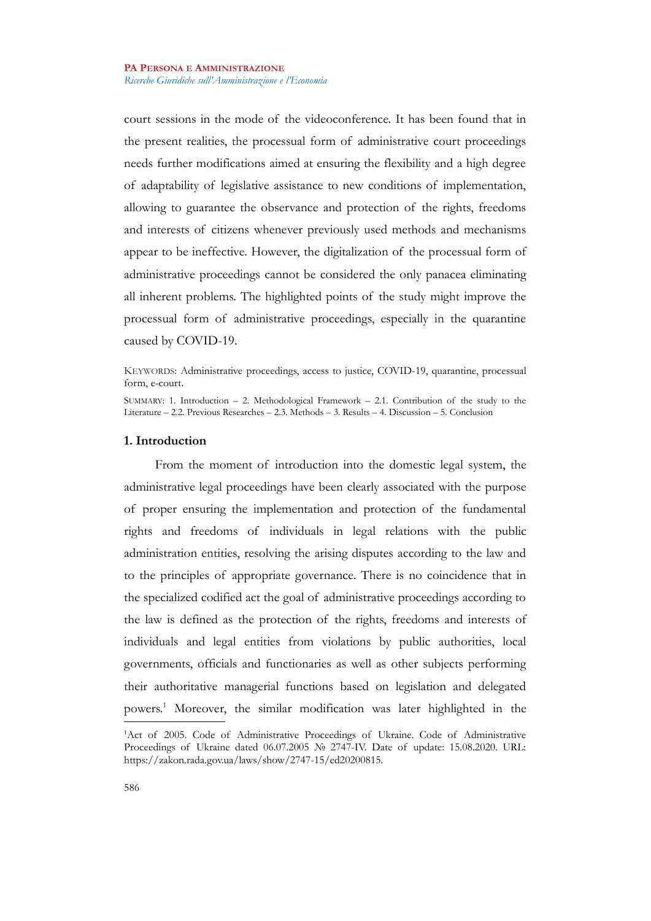court sessions in the mode of the videoconference. It has been found that in the present realities, the processual form of administrative court proceedings needs further modifications aimed at ensuring the flexibility and a high degree of adaptability of legislative assistance to new conditions of implementation, allowing to guarantee the observance and protection of the rights, freedoms and interests of citizens whenever previously used methods and mechanisms appear to be ineffective. However, the digitalization of the processual form of administrative proceedings cannot be considered the only panacea eliminating all inherent problems. The highlighted points of the study might improve the processual form of administrative proceedings, especially in the quarantine caused by COVID-19.

KEYWORDS: Administrative proceedings, access to justice, COVID-19, quarantine, processual form, e-court.

SUMMARY: 1. Introduction – 2. Methodological Framework – 2.1. Contribution of the study to the Literature – 2.2. Previous Researches – 2.3. Methods – 3. Results – 4. Discussion – 5. Conclusion

## 1. Introduction

From the moment of introduction into the domestic legal system, the administrative legal proceedings have been clearly associated with the purpose of proper ensuring the implementation and protection of the fundamental rights and freedoms of individuals in legal relations with the public administration entities, resolving the arising disputes according to the law and to the principles of appropriate governance. There is no coincidence that in the specialized codified act the goal of administrative proceedings according to the law is defined as the protection of the rights, freedoms and interests of individuals and legal entities from violations by public authorities, local governments, officials and functionaries as well as other subjects performing their authoritative managerial functions based on legislation and delegated powers.[1] Moreover, the similar modification was later highlighted in the

[1] Act of 2005. Code of Administrative Proceedings of Ukraine. Code of Administrative Proceedings of Ukraine dated 06.07.2005 № 2747-IV. Date of update: 15.08.2020. URL: https://zakon.rada.gov.ua/laws/show/2747-15/ed20200815.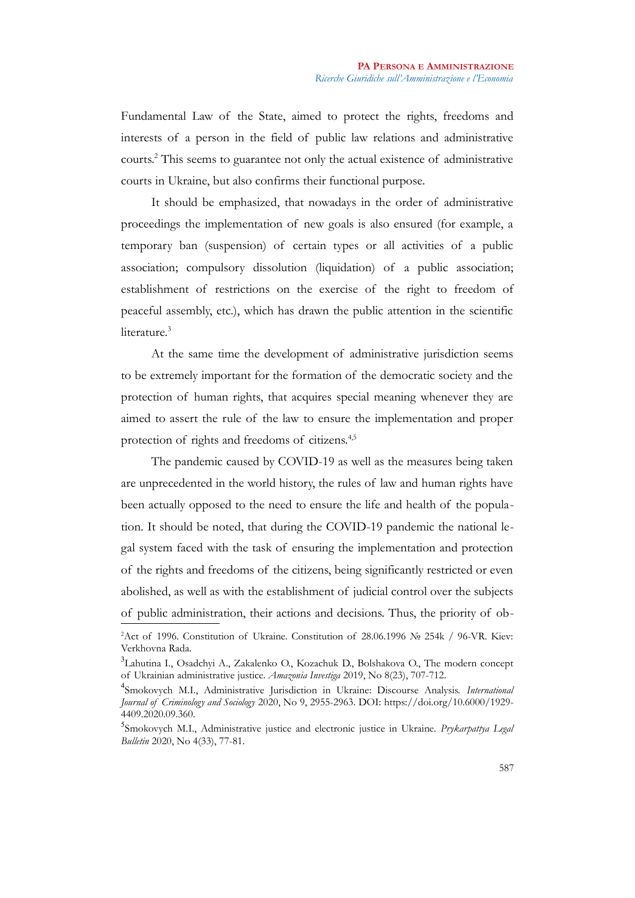Fundamental Law of the State, aimed to protect the rights, freedoms and interests of a person in the field of public law relations and administrative courts.[2] This seems to guarantee not only the actual existence of administrative courts in Ukraine, but also confirms their functional purpose.

It should be emphasized, that nowadays in the order of administrative proceedings the implementation of new goals is also ensured (for example, a temporary ban (suspension) of certain types or all activities of a public association; compulsory dissolution (liquidation) of a public association; establishment of restrictions on the exercise of the right to freedom of peaceful assembly, etc.), which has drawn the public attention in the scientific literature.[3]

At the same time the development of administrative jurisdiction seems to be extremely important for the formation of the democratic society and the protection of human rights, that acquires special meaning whenever they are aimed to assert the rule of the law to ensure the implementation and proper protection of rights and freedoms of citizens.[4,5]

The pandemic caused by COVID-19 as well as the measures being taken are unprecedented in the world history, the rules of law and human rights have been actually opposed to the need to ensure the life and health of the population. It should be noted, that during the COVID-19 pandemic the national legal system faced with the task of ensuring the implementation and protection of the rights and freedoms of the citizens, being significantly restricted or even abolished, as well as with the establishment of judicial control over the subjects of public administration, their actions and decisions. Thus, the priority of ob-

---

[2] Act of 1996. Constitution of Ukraine. Constitution of 28.06.1996 № 254k / 96-VR. Kiev: Verkhovna Rada.

[3] Lahutina I., Osadchyi A., Zakalenko O., Kozachuk D., Bolshakova O., The modern concept of Ukrainian administrative justice. *Amazonia Investiga* 2019, No 8(23), 707-712.

[4] Smokovych M.I., Administrative Jurisdiction in Ukraine: Discourse Analysis. *International Journal of Criminology and Sociology* 2020, No 9, 2955-2963. DOI: https://doi.org/10.6000/1929-4409.2020.09.360.

[5] Smokovych M.I., Administrative justice and electronic justice in Ukraine. *Prykarpattya Legal Bulletin* 2020, No 4(33), 77-81.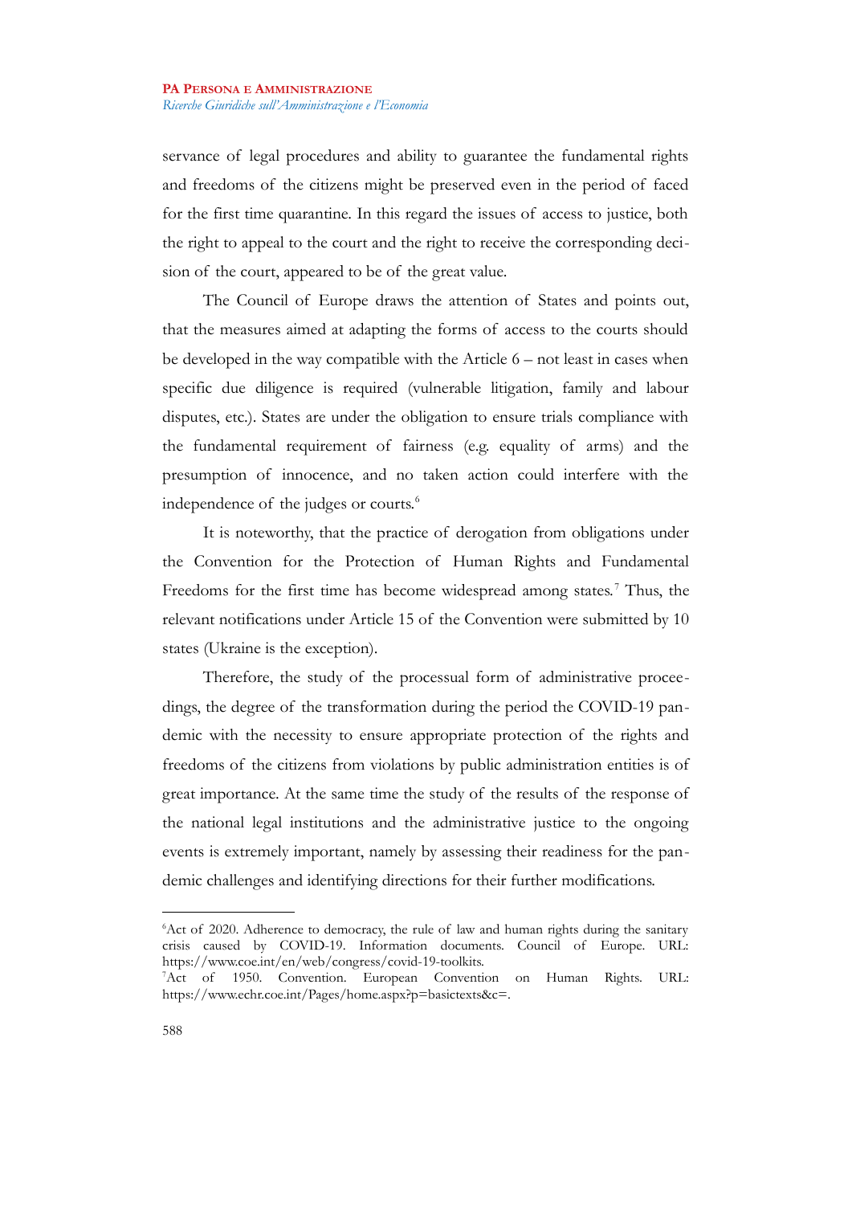servance of legal procedures and ability to guarantee the fundamental rights and freedoms of the citizens might be preserved even in the period of faced for the first time quarantine. In this regard the issues of access to justice, both the right to appeal to the court and the right to receive the corresponding decision of the court, appeared to be of the great value.

The Council of Europe draws the attention of States and points out, that the measures aimed at adapting the forms of access to the courts should be developed in the way compatible with the Article 6 – not least in cases when specific due diligence is required (vulnerable litigation, family and labour disputes, etc.). States are under the obligation to ensure trials compliance with the fundamental requirement of fairness (e.g. equality of arms) and the presumption of innocence, and no taken action could interfere with the independence of the judges or courts.[6]

It is noteworthy, that the practice of derogation from obligations under the Convention for the Protection of Human Rights and Fundamental Freedoms for the first time has become widespread among states.[7] Thus, the relevant notifications under Article 15 of the Convention were submitted by 10 states (Ukraine is the exception).

Therefore, the study of the processual form of administrative proceedings, the degree of the transformation during the period the COVID-19 pandemic with the necessity to ensure appropriate protection of the rights and freedoms of the citizens from violations by public administration entities is of great importance. At the same time the study of the results of the response of the national legal institutions and the administrative justice to the ongoing events is extremely important, namely by assessing their readiness for the pandemic challenges and identifying directions for their further modifications.

---

[6] Act of 2020. Adherence to democracy, the rule of law and human rights during the sanitary crisis caused by COVID-19. Information documents. Council of Europe. URL: https://www.coe.int/en/web/congress/covid-19-toolkits.

[7] Act of 1950. Convention. European Convention on Human Rights. URL: https://www.echr.coe.int/Pages/home.aspx?p=basictexts&c=.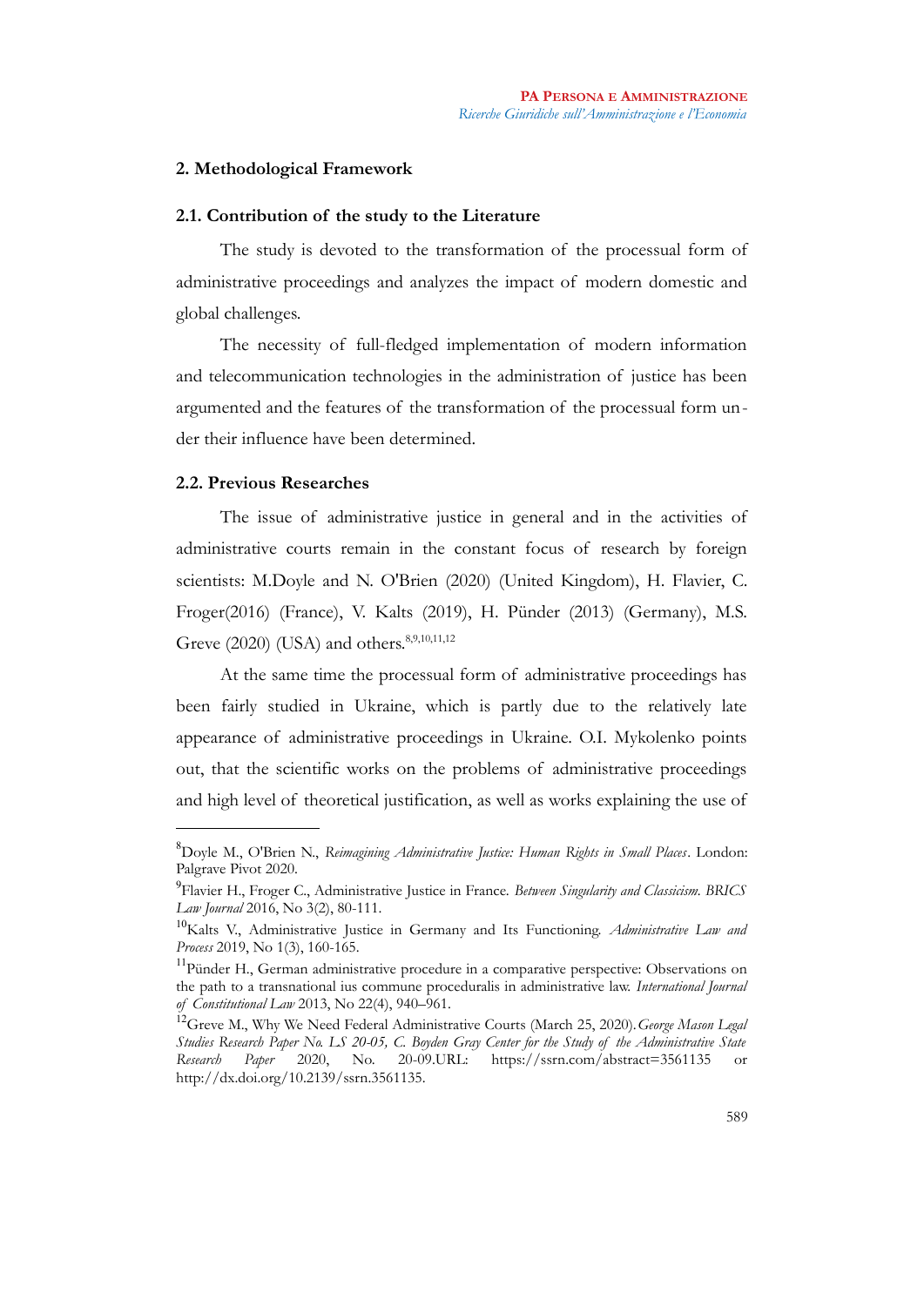## 2. Methodological Framework

### 2.1. Contribution of the study to the Literature

The study is devoted to the transformation of the processual form of administrative proceedings and analyzes the impact of modern domestic and global challenges.

The necessity of full-fledged implementation of modern information and telecommunication technologies in the administration of justice has been argumented and the features of the transformation of the processual form under their influence have been determined.

### 2.2. Previous Researches

The issue of administrative justice in general and in the activities of administrative courts remain in the constant focus of research by foreign scientists: M.Doyle and N. O'Brien (2020) (United Kingdom), H. Flavier, C. Froger(2016) (France), V. Kalts (2019), H. Pünder (2013) (Germany), M.S. Greve (2020) (USA) and others.[8,9,10,11,12]

At the same time the processual form of administrative proceedings has been fairly studied in Ukraine, which is partly due to the relatively late appearance of administrative proceedings in Ukraine. O.I. Mykolenko points out, that the scientific works on the problems of administrative proceedings and high level of theoretical justification, as well as works explaining the use of

---

[8] Doyle M., O'Brien N., *Reimagining Administrative Justice: Human Rights in Small Places*. London: Palgrave Pivot 2020.

[9] Flavier H., Froger C., Administrative Justice in France. *Between Singularity and Classicism. BRICS Law Journal* 2016, No 3(2), 80-111.

[10] Kalts V., Administrative Justice in Germany and Its Functioning. *Administrative Law and Process* 2019, No 1(3), 160-165.

[11] Pünder H., German administrative procedure in a comparative perspective: Observations on the path to a transnational ius commune proceduralis in administrative law. *International Journal of Constitutional Law* 2013, No 22(4), 940–961.

[12] Greve M., Why We Need Federal Administrative Courts (March 25, 2020). *George Mason Legal Studies Research Paper No. LS 20-05, C. Boyden Gray Center for the Study of the Administrative State Research Paper* 2020, No. 20-09.URL: https://ssrn.com/abstract=3561135 or http://dx.doi.org/10.2139/ssrn.3561135.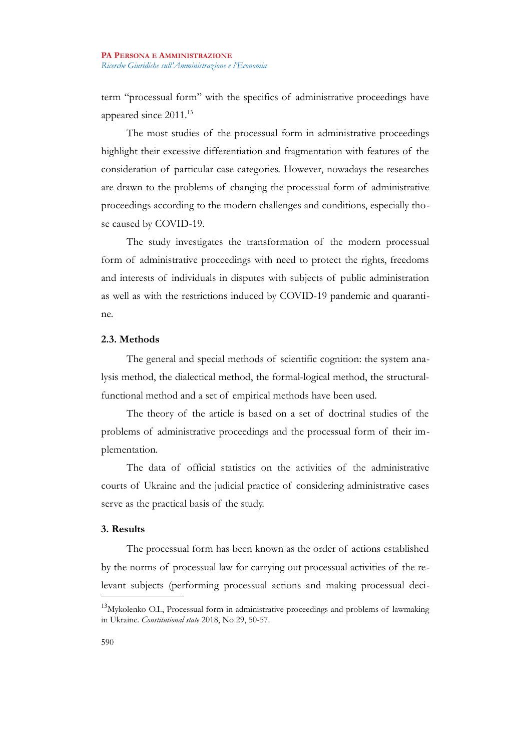term “processual form” with the specifics of administrative proceedings have appeared since 2011.[13]

The most studies of the processual form in administrative proceedings highlight their excessive differentiation and fragmentation with features of the consideration of particular case categories. However, nowadays the researches are drawn to the problems of changing the processual form of administrative proceedings according to the modern challenges and conditions, especially those caused by COVID-19.

The study investigates the transformation of the modern processual form of administrative proceedings with need to protect the rights, freedoms and interests of individuals in disputes with subjects of public administration as well as with the restrictions induced by COVID-19 pandemic and quarantine.

### 2.3. Methods

The general and special methods of scientific cognition: the system analysis method, the dialectical method, the formal-logical method, the structural-functional method and a set of empirical methods have been used.

The theory of the article is based on a set of doctrinal studies of the problems of administrative proceedings and the processual form of their implementation.

The data of official statistics on the activities of the administrative courts of Ukraine and the judicial practice of considering administrative cases serve as the practical basis of the study.

## 3. Results

The processual form has been known as the order of actions established by the norms of processual law for carrying out processual activities of the relevant subjects (performing processual actions and making processual deci-

---

[13] Mykolenko O.I., Processual form in administrative proceedings and problems of lawmaking in Ukraine. *Constitutional state* 2018, No 29, 50-57.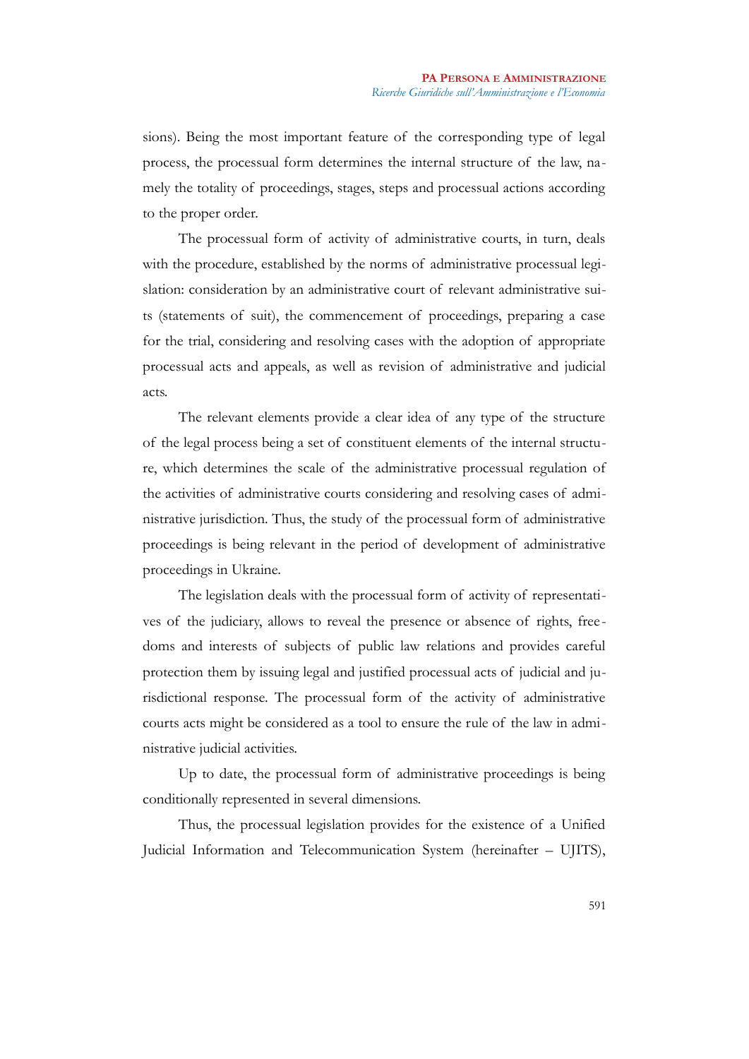sions). Being the most important feature of the corresponding type of legal process, the processual form determines the internal structure of the law, namely the totality of proceedings, stages, steps and processual actions according to the proper order.

The processual form of activity of administrative courts, in turn, deals with the procedure, established by the norms of administrative processual legislation: consideration by an administrative court of relevant administrative suits (statements of suit), the commencement of proceedings, preparing a case for the trial, considering and resolving cases with the adoption of appropriate processual acts and appeals, as well as revision of administrative and judicial acts.

The relevant elements provide a clear idea of any type of the structure of the legal process being a set of constituent elements of the internal structure, which determines the scale of the administrative processual regulation of the activities of administrative courts considering and resolving cases of administrative jurisdiction. Thus, the study of the processual form of administrative proceedings is being relevant in the period of development of administrative proceedings in Ukraine.

The legislation deals with the processual form of activity of representatives of the judiciary, allows to reveal the presence or absence of rights, freedoms and interests of subjects of public law relations and provides careful protection them by issuing legal and justified processual acts of judicial and jurisdictional response. The processual form of the activity of administrative courts acts might be considered as a tool to ensure the rule of the law in administrative judicial activities.

Up to date, the processual form of administrative proceedings is being conditionally represented in several dimensions.

Thus, the processual legislation provides for the existence of a Unified Judicial Information and Telecommunication System (hereinafter – UJITS),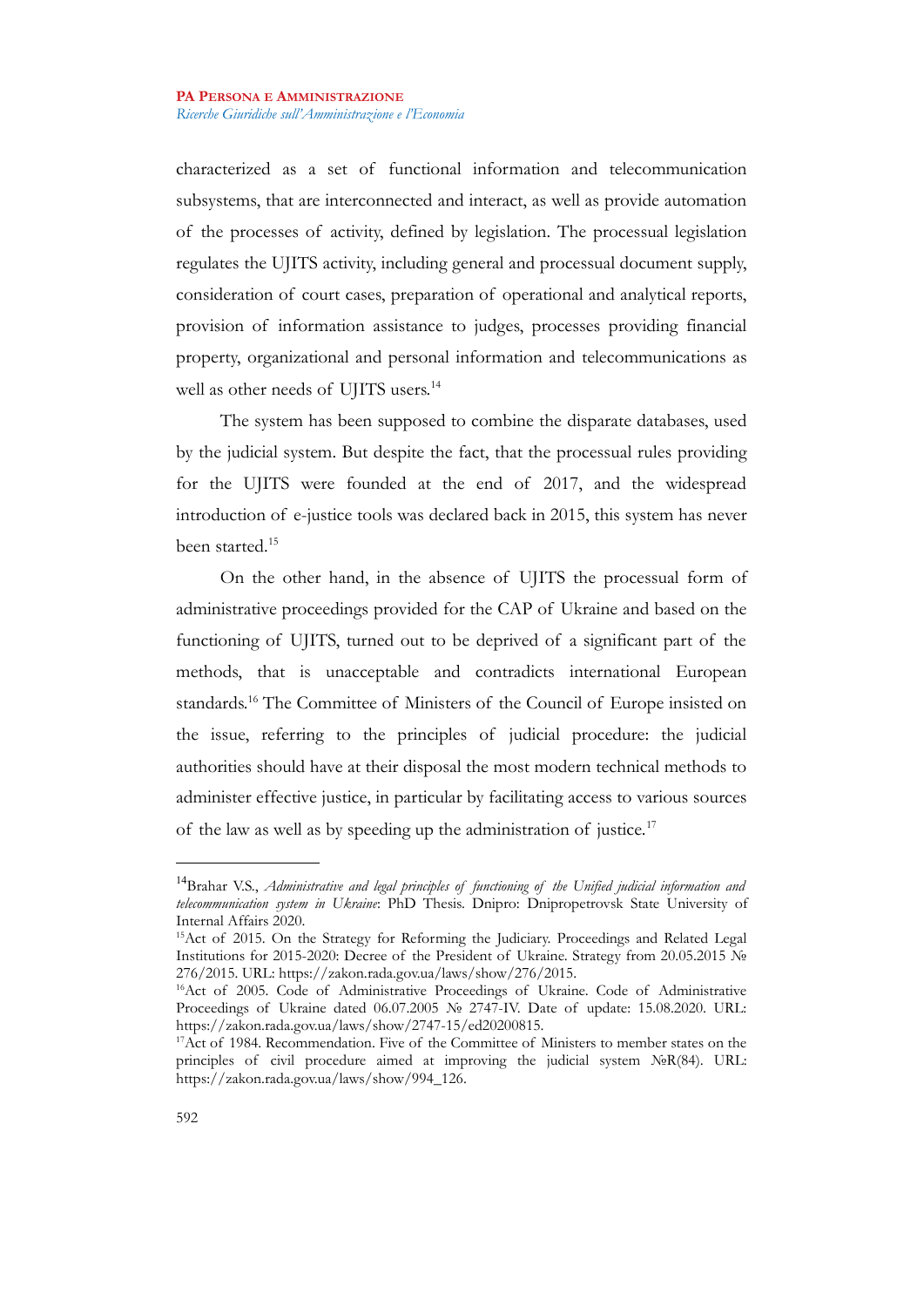characterized as a set of functional information and telecommunication subsystems, that are interconnected and interact, as well as provide automation of the processes of activity, defined by legislation. The processual legislation regulates the UJITS activity, including general and processual document supply, consideration of court cases, preparation of operational and analytical reports, provision of information assistance to judges, processes providing financial property, organizational and personal information and telecommunications as well as other needs of UJITS users.[14]

The system has been supposed to combine the disparate databases, used by the judicial system. But despite the fact, that the processual rules providing for the UJITS were founded at the end of 2017, and the widespread introduction of e-justice tools was declared back in 2015, this system has never been started.[15]

On the other hand, in the absence of UJITS the processual form of administrative proceedings provided for the CAP of Ukraine and based on the functioning of UJITS, turned out to be deprived of a significant part of the methods, that is unacceptable and contradicts international European standards.[16] The Committee of Ministers of the Council of Europe insisted on the issue, referring to the principles of judicial procedure: the judicial authorities should have at their disposal the most modern technical methods to administer effective justice, in particular by facilitating access to various sources of the law as well as by speeding up the administration of justice.[17]

---

[14] Brahar V.S., *Administrative and legal principles of functioning of the Unified judicial information and telecommunication system in Ukraine*: PhD Thesis. Dnipro: Dnipropetrovsk State University of Internal Affairs 2020.

[15] Act of 2015. On the Strategy for Reforming the Judiciary. Proceedings and Related Legal Institutions for 2015-2020: Decree of the President of Ukraine. Strategy from 20.05.2015 № 276/2015. URL: https://zakon.rada.gov.ua/laws/show/276/2015.

[16] Act of 2005. Code of Administrative Proceedings of Ukraine. Code of Administrative Proceedings of Ukraine dated 06.07.2005 № 2747-IV. Date of update: 15.08.2020. URL: https://zakon.rada.gov.ua/laws/show/2747-15/ed20200815.

[17] Act of 1984. Recommendation. Five of the Committee of Ministers to member states on the principles of civil procedure aimed at improving the judicial system №R(84). URL: https://zakon.rada.gov.ua/laws/show/994_126.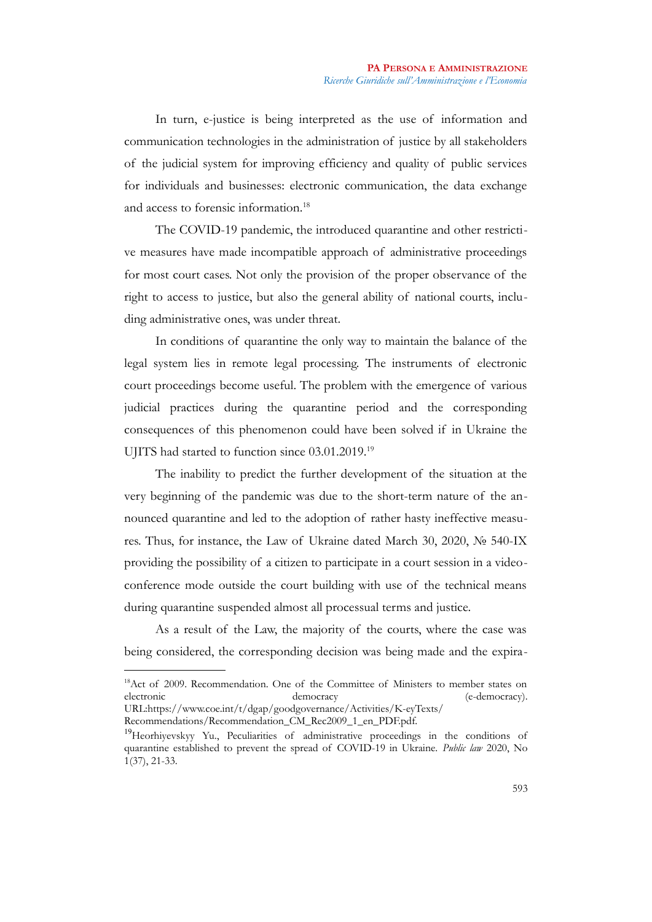In turn, e-justice is being interpreted as the use of information and communication technologies in the administration of justice by all stakeholders of the judicial system for improving efficiency and quality of public services for individuals and businesses: electronic communication, the data exchange and access to forensic information.[18]

The COVID-19 pandemic, the introduced quarantine and other restrictive measures have made incompatible approach of administrative proceedings for most court cases. Not only the provision of the proper observance of the right to access to justice, but also the general ability of national courts, including administrative ones, was under threat.

In conditions of quarantine the only way to maintain the balance of the legal system lies in remote legal processing. The instruments of electronic court proceedings become useful. The problem with the emergence of various judicial practices during the quarantine period and the corresponding consequences of this phenomenon could have been solved if in Ukraine the UJITS had started to function since 03.01.2019.[19]

The inability to predict the further development of the situation at the very beginning of the pandemic was due to the short-term nature of the announced quarantine and led to the adoption of rather hasty ineffective measures. Thus, for instance, the Law of Ukraine dated March 30, 2020, № 540-IX providing the possibility of a citizen to participate in a court session in a video-conference mode outside the court building with use of the technical means during quarantine suspended almost all processual terms and justice.

As a result of the Law, the majority of the courts, where the case was being considered, the corresponding decision was being made and the expira-

---

[18] Act of 2009. Recommendation. One of the Committee of Ministers to member states on electronic democracy (e-democracy). URL:https://www.coe.int/t/dgap/goodgovernance/Activities/K-eyTexts/Recommendations/Recommendation_CM_Rec2009_1_en_PDF.pdf.

[19] Heorhiyevskyy Yu., Peculiarities of administrative proceedings in the conditions of quarantine established to prevent the spread of COVID-19 in Ukraine. *Public law* 2020, No 1(37), 21-33.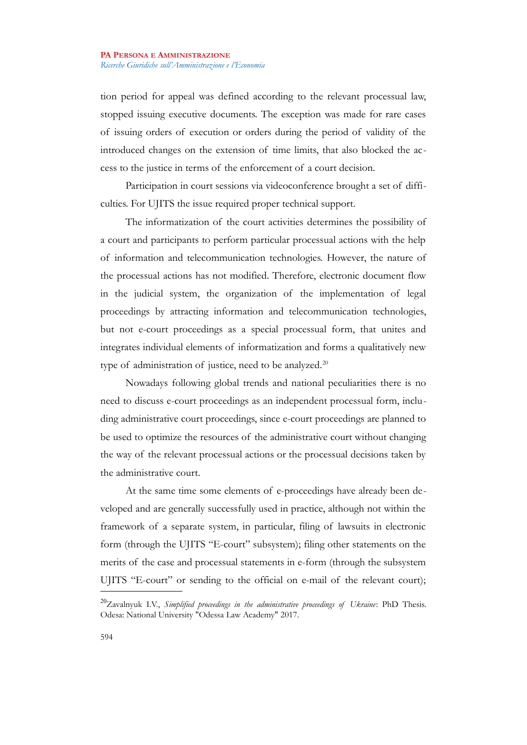tion period for appeal was defined according to the relevant processual law, stopped issuing executive documents. The exception was made for rare cases of issuing orders of execution or orders during the period of validity of the introduced changes on the extension of time limits, that also blocked the access to the justice in terms of the enforcement of a court decision.

Participation in court sessions via videoconference brought a set of difficulties. For UJITS the issue required proper technical support.

The informatization of the court activities determines the possibility of a court and participants to perform particular processual actions with the help of information and telecommunication technologies. However, the nature of the processual actions has not modified. Therefore, electronic document flow in the judicial system, the organization of the implementation of legal proceedings by attracting information and telecommunication technologies, but not e-court proceedings as a special processual form, that unites and integrates individual elements of informatization and forms a qualitatively new type of administration of justice, need to be analyzed.[20]

Nowadays following global trends and national peculiarities there is no need to discuss e-court proceedings as an independent processual form, including administrative court proceedings, since e-court proceedings are planned to be used to optimize the resources of the administrative court without changing the way of the relevant processual actions or the processual decisions taken by the administrative court.

At the same time some elements of e-proceedings have already been developed and are generally successfully used in practice, although not within the framework of a separate system, in particular, filing of lawsuits in electronic form (through the UJITS "E-court" subsystem); filing other statements on the merits of the case and processual statements in e-form (through the subsystem UJITS "E-court" or sending to the official on e-mail of the relevant court);

---

[20] Zavalnyuk I.V., *Simplified proceedings in the administrative proceedings of Ukraine*: PhD Thesis. Odesa: National University "Odessa Law Academy" 2017.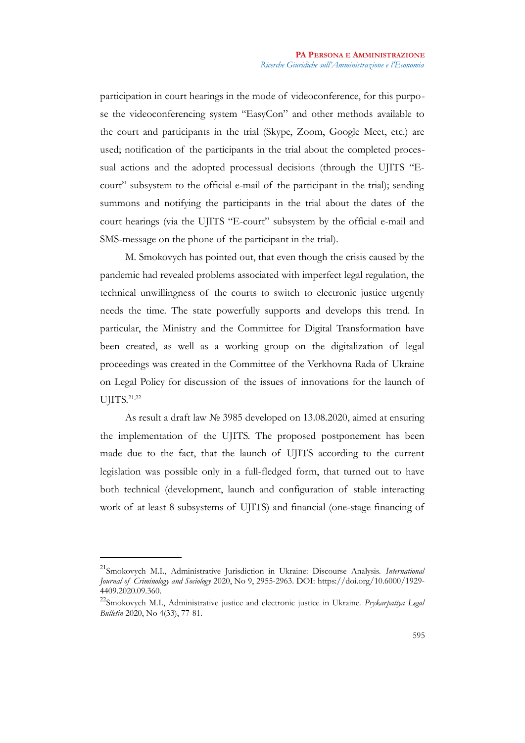participation in court hearings in the mode of videoconference, for this purpose the videoconferencing system "EasyCon" and other methods available to the court and participants in the trial (Skype, Zoom, Google Meet, etc.) are used; notification of the participants in the trial about the completed processual actions and the adopted processual decisions (through the UJITS "E-court" subsystem to the official e-mail of the participant in the trial); sending summons and notifying the participants in the trial about the dates of the court hearings (via the UJITS "E-court" subsystem by the official e-mail and SMS-message on the phone of the participant in the trial).

M. Smokovych has pointed out, that even though the crisis caused by the pandemic had revealed problems associated with imperfect legal regulation, the technical unwillingness of the courts to switch to electronic justice urgently needs the time. The state powerfully supports and develops this trend. In particular, the Ministry and the Committee for Digital Transformation have been created, as well as a working group on the digitalization of legal proceedings was created in the Committee of the Verkhovna Rada of Ukraine on Legal Policy for discussion of the issues of innovations for the launch of UJITS.[21,22]

As result a draft law № 3985 developed on 13.08.2020, aimed at ensuring the implementation of the UJITS. The proposed postponement has been made due to the fact, that the launch of UJITS according to the current legislation was possible only in a full-fledged form, that turned out to have both technical (development, launch and configuration of stable interacting work of at least 8 subsystems of UJITS) and financial (one-stage financing of

---

[21] Smokovych M.I., Administrative Jurisdiction in Ukraine: Discourse Analysis. *International Journal of Criminology and Sociology* 2020, No 9, 2955-2963. DOI: https://doi.org/10.6000/1929-4409.2020.09.360.

[22] Smokovych M.I., Administrative justice and electronic justice in Ukraine. *Prykarpattya Legal Bulletin* 2020, No 4(33), 77-81.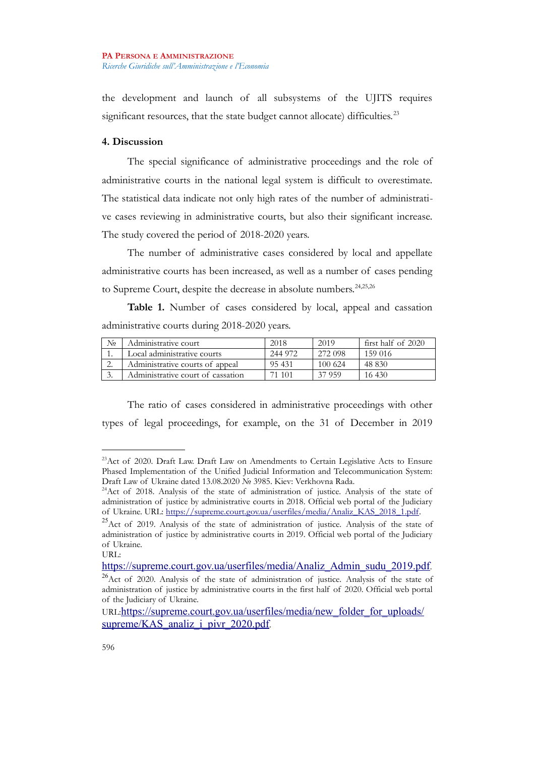the development and launch of all subsystems of the UJITS requires significant resources, that the state budget cannot allocate) difficulties.[23]

### 4. Discussion

The special significance of administrative proceedings and the role of administrative courts in the national legal system is difficult to overestimate. The statistical data indicate not only high rates of the number of administrative cases reviewing in administrative courts, but also their significant increase. The study covered the period of 2018-2020 years.

The number of administrative cases considered by local and appellate administrative courts has been increased, as well as a number of cases pending to Supreme Court, despite the decrease in absolute numbers.[24,25,26]

**Table 1.** Number of cases considered by local, appeal and cassation administrative courts during 2018-2020 years.

| № | Administrative court | 2018 | 2019 | first half of 2020 |
|---|---|---|---|---|
| 1. | Local administrative courts | 244 972 | 272 098 | 159 016 |
| 2. | Administrative courts of appeal | 95 431 | 100 624 | 48 830 |
| 3. | Administrative court of cassation | 71 101 | 37 959 | 16 430 |

The ratio of cases considered in administrative proceedings with other types of legal proceedings, for example, on the 31 of December in 2019

---

[23] Act of 2020. Draft Law. Draft Law on Amendments to Certain Legislative Acts to Ensure Phased Implementation of the Unified Judicial Information and Telecommunication System: Draft Law of Ukraine dated 13.08.2020 № 3985. Kiev: Verkhovna Rada.

[24] Act of 2018. Analysis of the state of administration of justice. Analysis of the state of administration of justice by administrative courts in 2018. Official web portal of the Judiciary of Ukraine. URL: https://supreme.court.gov.ua/userfiles/media/Analiz_KAS_2018_1.pdf.

[25] Act of 2019. Analysis of the state of administration of justice. Analysis of the state of administration of justice by administrative courts in 2019. Official web portal of the Judiciary of Ukraine. URL: https://supreme.court.gov.ua/userfiles/media/Analiz_Admin_sudu_2019.pdf.

[26] Act of 2020. Analysis of the state of administration of justice. Analysis of the state of administration of justice by administrative courts in the first half of 2020. Official web portal of the Judiciary of Ukraine. URL: https://supreme.court.gov.ua/userfiles/media/new_folder_for_uploads/supreme/KAS_analiz_i_pivr_2020.pdf.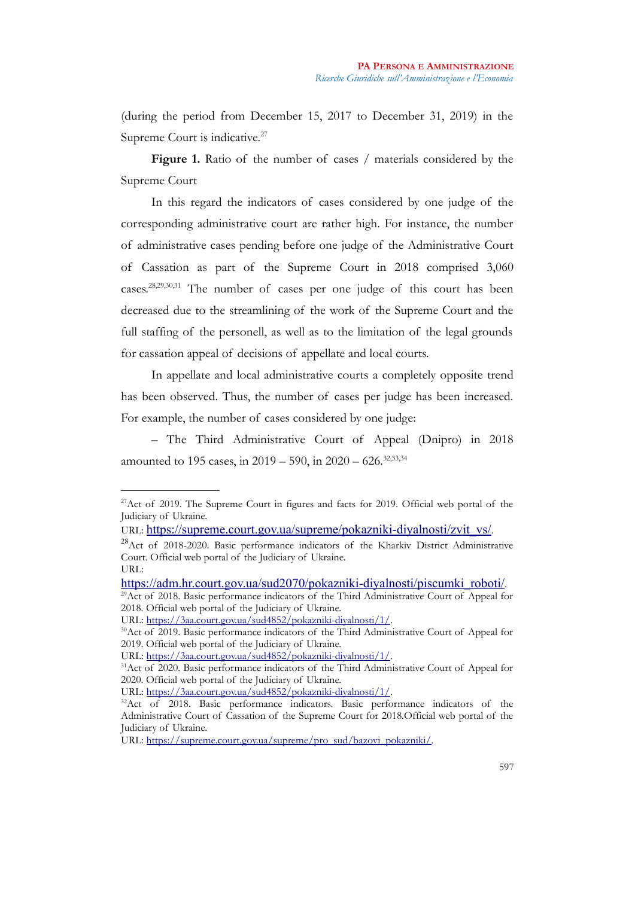(during the period from December 15, 2017 to December 31, 2019) in the Supreme Court is indicative.[27]

**Figure 1.** Ratio of the number of cases / materials considered by the Supreme Court

In this regard the indicators of cases considered by one judge of the corresponding administrative court are rather high. For instance, the number of administrative cases pending before one judge of the Administrative Court of Cassation as part of the Supreme Court in 2018 comprised 3,060 cases.[28,29,30,31] The number of cases per one judge of this court has been decreased due to the streamlining of the work of the Supreme Court and the full staffing of the personell, as well as to the limitation of the legal grounds for cassation appeal of decisions of appellate and local courts.

In appellate and local administrative courts a completely opposite trend has been observed. Thus, the number of cases per judge has been increased. For example, the number of cases considered by one judge:

– The Third Administrative Court of Appeal (Dnipro) in 2018 amounted to 195 cases, in 2019 – 590, in 2020 – 626.[32,33,34]

---

[27] Act of 2019. The Supreme Court in figures and facts for 2019. Official web portal of the Judiciary of Ukraine.
URL: https://supreme.court.gov.ua/supreme/pokazniki-diyalnosti/zvit_vs/.

[28] Act of 2018-2020. Basic performance indicators of the Kharkiv District Administrative Court. Official web portal of the Judiciary of Ukraine.
URL: https://adm.hr.court.gov.ua/sud2070/pokazniki-diyalnosti/piscumki_roboti/.

[29] Act of 2018. Basic performance indicators of the Third Administrative Court of Appeal for 2018. Official web portal of the Judiciary of Ukraine.
URL: https://3aa.court.gov.ua/sud4852/pokazniki-diyalnosti/1/.

[30] Act of 2019. Basic performance indicators of the Third Administrative Court of Appeal for 2019. Official web portal of the Judiciary of Ukraine.
URL: https://3aa.court.gov.ua/sud4852/pokazniki-diyalnosti/1/.

[31] Act of 2020. Basic performance indicators of the Third Administrative Court of Appeal for 2020. Official web portal of the Judiciary of Ukraine.
URL: https://3aa.court.gov.ua/sud4852/pokazniki-diyalnosti/1/.

[32] Act of 2018. Basic performance indicators. Basic performance indicators of the Administrative Court of Cassation of the Supreme Court for 2018.Official web portal of the Judiciary of Ukraine.
URL: https://supreme.court.gov.ua/supreme/pro_sud/bazovi_pokazniki/.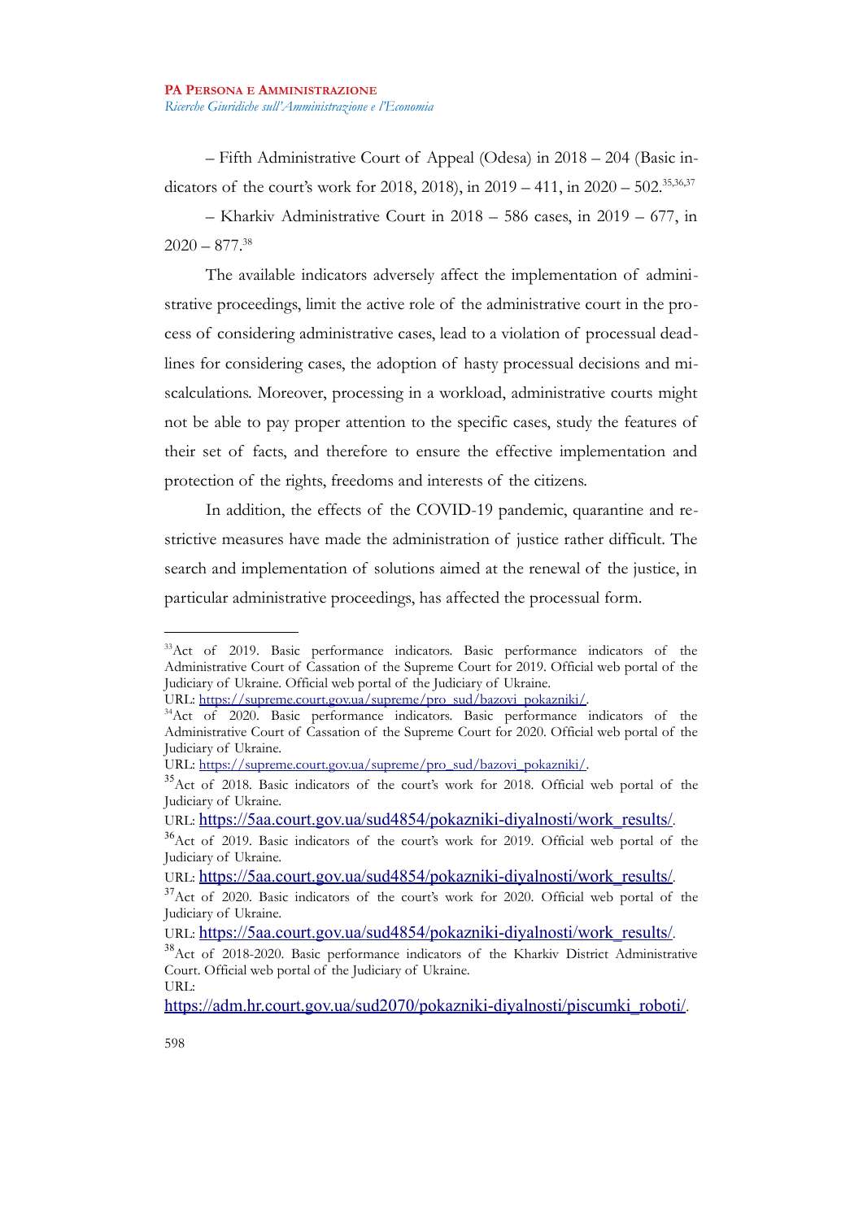– Fifth Administrative Court of Appeal (Odesa) in 2018 – 204 (Basic indicators of the court's work for 2018, 2018), in 2019 – 411, in 2020 – 502.[35,36,37]

– Kharkiv Administrative Court in 2018 – 586 cases, in 2019 – 677, in 2020 – 877.[38]

The available indicators adversely affect the implementation of administrative proceedings, limit the active role of the administrative court in the process of considering administrative cases, lead to a violation of processual deadlines for considering cases, the adoption of hasty processual decisions and miscalculations. Moreover, processing in a workload, administrative courts might not be able to pay proper attention to the specific cases, study the features of their set of facts, and therefore to ensure the effective implementation and protection of the rights, freedoms and interests of the citizens.

In addition, the effects of the COVID-19 pandemic, quarantine and restrictive measures have made the administration of justice rather difficult. The search and implementation of solutions aimed at the renewal of the justice, in particular administrative proceedings, has affected the processual form.

---

[33] Act of 2019. Basic performance indicators. Basic performance indicators of the Administrative Court of Cassation of the Supreme Court for 2019. Official web portal of the Judiciary of Ukraine. Official web portal of the Judiciary of Ukraine. URL: https://supreme.court.gov.ua/supreme/pro_sud/bazovi_pokazniki/.

[34] Act of 2020. Basic performance indicators. Basic performance indicators of the Administrative Court of Cassation of the Supreme Court for 2020. Official web portal of the Judiciary of Ukraine. URL: https://supreme.court.gov.ua/supreme/pro_sud/bazovi_pokazniki/.

[35] Act of 2018. Basic indicators of the court's work for 2018. Official web portal of the Judiciary of Ukraine. URL: https://5aa.court.gov.ua/sud4854/pokazniki-diyalnosti/work_results/.

[36] Act of 2019. Basic indicators of the court's work for 2019. Official web portal of the Judiciary of Ukraine. URL: https://5aa.court.gov.ua/sud4854/pokazniki-diyalnosti/work_results/.

[37] Act of 2020. Basic indicators of the court's work for 2020. Official web portal of the Judiciary of Ukraine. URL: https://5aa.court.gov.ua/sud4854/pokazniki-diyalnosti/work_results/.

[38] Act of 2018-2020. Basic performance indicators of the Kharkiv District Administrative Court. Official web portal of the Judiciary of Ukraine. URL: https://adm.hr.court.gov.ua/sud2070/pokazniki-diyalnosti/piscumki_roboti/.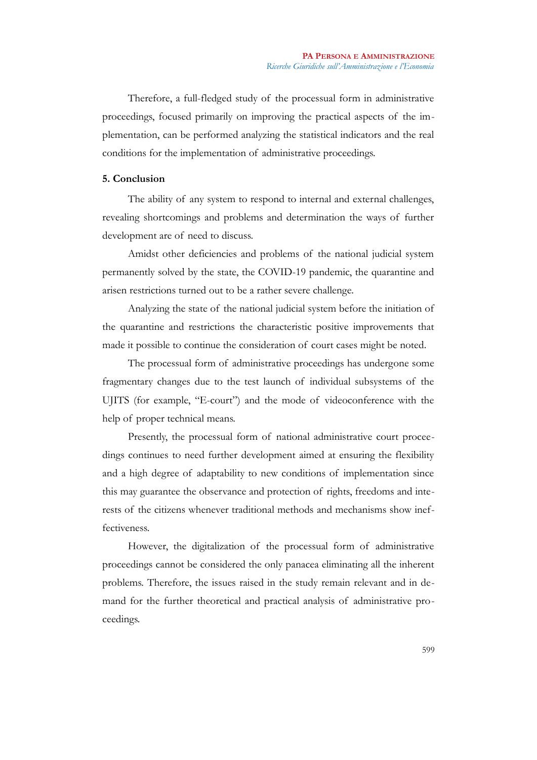Therefore, a full-fledged study of the processual form in administrative proceedings, focused primarily on improving the practical aspects of the implementation, can be performed analyzing the statistical indicators and the real conditions for the implementation of administrative proceedings.

## 5. Conclusion

The ability of any system to respond to internal and external challenges, revealing shortcomings and problems and determination the ways of further development are of need to discuss.

Amidst other deficiencies and problems of the national judicial system permanently solved by the state, the COVID-19 pandemic, the quarantine and arisen restrictions turned out to be a rather severe challenge.

Analyzing the state of the national judicial system before the initiation of the quarantine and restrictions the characteristic positive improvements that made it possible to continue the consideration of court cases might be noted.

The processual form of administrative proceedings has undergone some fragmentary changes due to the test launch of individual subsystems of the UJITS (for example, "E-court") and the mode of videoconference with the help of proper technical means.

Presently, the processual form of national administrative court proceedings continues to need further development aimed at ensuring the flexibility and a high degree of adaptability to new conditions of implementation since this may guarantee the observance and protection of rights, freedoms and interests of the citizens whenever traditional methods and mechanisms show ineffectiveness.

However, the digitalization of the processual form of administrative proceedings cannot be considered the only panacea eliminating all the inherent problems. Therefore, the issues raised in the study remain relevant and in demand for the further theoretical and practical analysis of administrative proceedings.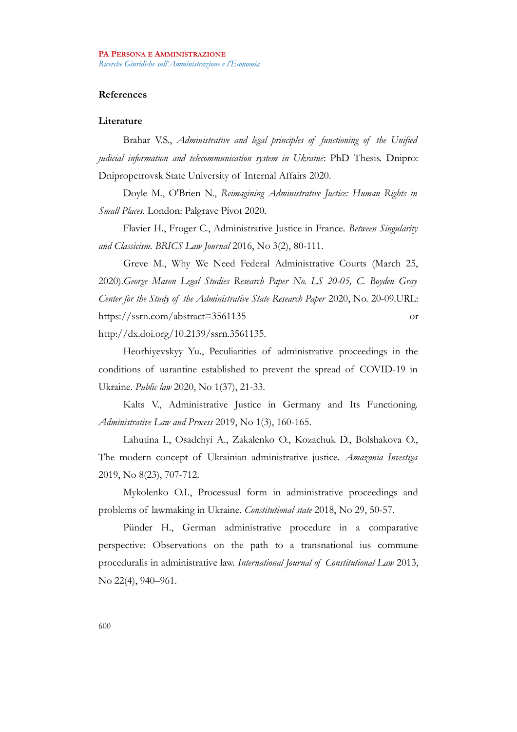## References

### Literature

Brahar V.S., *Administrative and legal principles of functioning of the Unified judicial information and telecommunication system in Ukraine*: PhD Thesis. Dnipro: Dnipropetrovsk State University of Internal Affairs 2020.

Doyle M., O'Brien N., *Reimagining Administrative Justice: Human Rights in Small Places*. London: Palgrave Pivot 2020.

Flavier H., Froger C., Administrative Justice in France. *Between Singularity and Classicism. BRICS Law Journal* 2016, No 3(2), 80-111.

Greve M., Why We Need Federal Administrative Courts (March 25, 2020).*George Mason Legal Studies Research Paper No. LS 20-05, C. Boyden Gray Center for the Study of the Administrative State Research Paper* 2020, No. 20-09.URL: https://ssrn.com/abstract=3561135 or http://dx.doi.org/10.2139/ssrn.3561135.

Heorhiyevskyy Yu., Peculiarities of administrative proceedings in the conditions of uarantine established to prevent the spread of COVID-19 in Ukraine. *Public law* 2020, No 1(37), 21-33.

Kalts V., Administrative Justice in Germany and Its Functioning. *Administrative Law and Process* 2019, No 1(3), 160-165.

Lahutina I., Osadchyi A., Zakalenko O., Kozachuk D., Bolshakova O., The modern concept of Ukrainian administrative justice. *Amazonia Investiga* 2019, No 8(23), 707-712.

Mykolenko O.I., Processual form in administrative proceedings and problems of lawmaking in Ukraine. *Constitutional state* 2018, No 29, 50-57.

Pünder H., German administrative procedure in a comparative perspective: Observations on the path to a transnational ius commune proceduralis in administrative law. *International Journal of Constitutional Law* 2013, No 22(4), 940–961.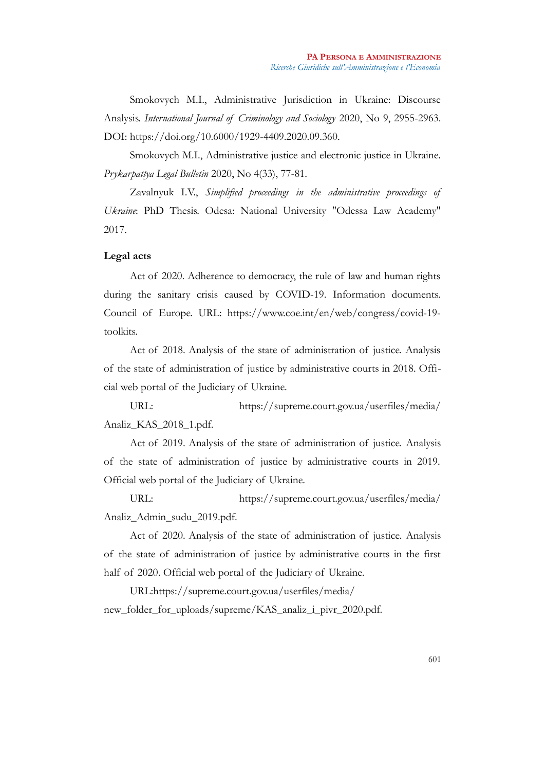Smokovych M.I., Administrative Jurisdiction in Ukraine: Discourse Analysis. *International Journal of Criminology and Sociology* 2020, No 9, 2955-2963. DOI: https://doi.org/10.6000/1929-4409.2020.09.360.

Smokovych M.I., Administrative justice and electronic justice in Ukraine. *Prykarpattya Legal Bulletin* 2020, No 4(33), 77-81.

Zavalnyuk I.V., *Simplified proceedings in the administrative proceedings of Ukraine*: PhD Thesis. Odesa: National University "Odessa Law Academy" 2017.

**Legal acts**

Act of 2020. Adherence to democracy, the rule of law and human rights during the sanitary crisis caused by COVID-19. Information documents. Council of Europe. URL: https://www.coe.int/en/web/congress/covid-19-toolkits.

Act of 2018. Analysis of the state of administration of justice. Analysis of the state of administration of justice by administrative courts in 2018. Official web portal of the Judiciary of Ukraine.

URL: https://supreme.court.gov.ua/userfiles/media/Analiz_KAS_2018_1.pdf.

Act of 2019. Analysis of the state of administration of justice. Analysis of the state of administration of justice by administrative courts in 2019. Official web portal of the Judiciary of Ukraine.

URL: https://supreme.court.gov.ua/userfiles/media/Analiz_Admin_sudu_2019.pdf.

Act of 2020. Analysis of the state of administration of justice. Analysis of the state of administration of justice by administrative courts in the first half of 2020. Official web portal of the Judiciary of Ukraine.

URL:https://supreme.court.gov.ua/userfiles/media/new_folder_for_uploads/supreme/KAS_analiz_i_pivr_2020.pdf.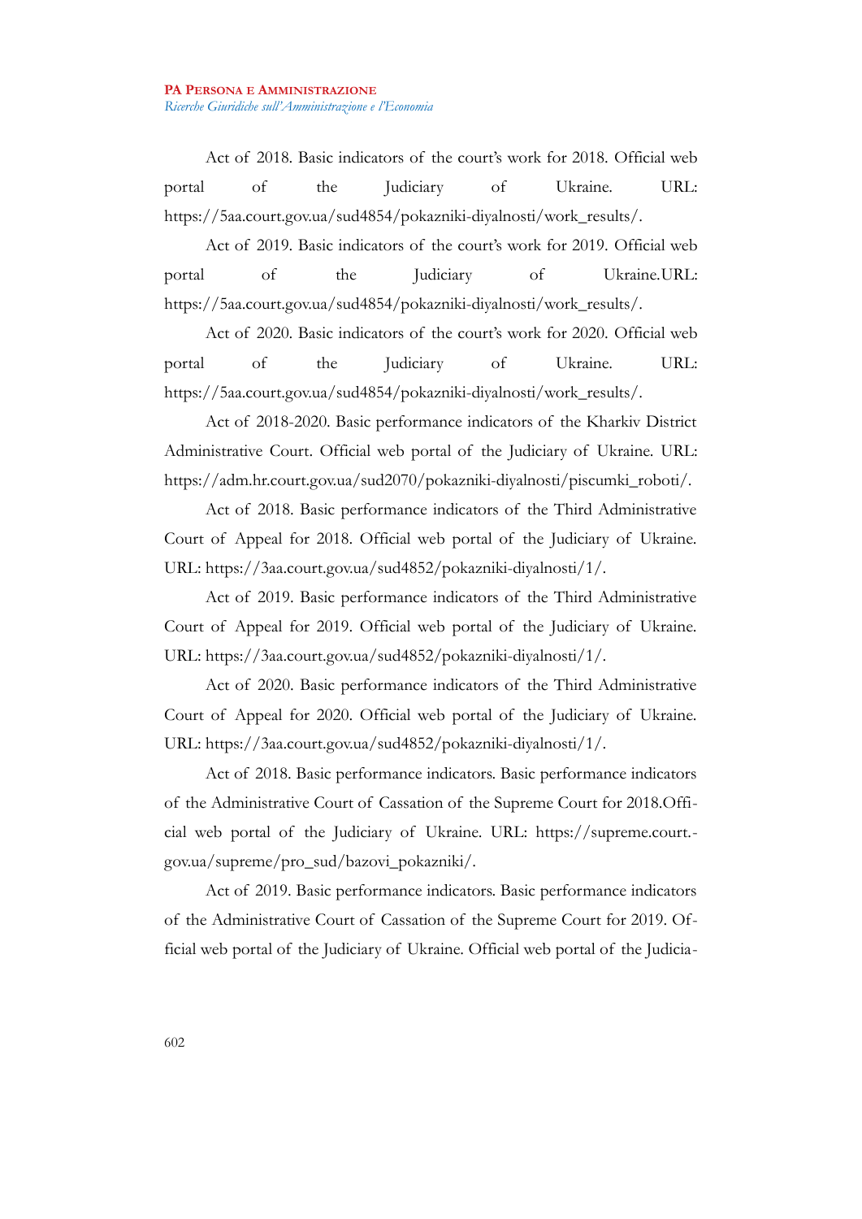Act of 2018. Basic indicators of the court's work for 2018. Official web portal of the Judiciary of Ukraine. URL: https://5aa.court.gov.ua/sud4854/pokazniki-diyalnosti/work_results/.

Act of 2019. Basic indicators of the court's work for 2019. Official web portal of the Judiciary of Ukraine.URL: https://5aa.court.gov.ua/sud4854/pokazniki-diyalnosti/work_results/.

Act of 2020. Basic indicators of the court's work for 2020. Official web portal of the Judiciary of Ukraine. URL: https://5aa.court.gov.ua/sud4854/pokazniki-diyalnosti/work_results/.

Act of 2018-2020. Basic performance indicators of the Kharkiv District Administrative Court. Official web portal of the Judiciary of Ukraine. URL: https://adm.hr.court.gov.ua/sud2070/pokazniki-diyalnosti/piscumki_roboti/.

Act of 2018. Basic performance indicators of the Third Administrative Court of Appeal for 2018. Official web portal of the Judiciary of Ukraine. URL: https://3aa.court.gov.ua/sud4852/pokazniki-diyalnosti/1/.

Act of 2019. Basic performance indicators of the Third Administrative Court of Appeal for 2019. Official web portal of the Judiciary of Ukraine. URL: https://3aa.court.gov.ua/sud4852/pokazniki-diyalnosti/1/.

Act of 2020. Basic performance indicators of the Third Administrative Court of Appeal for 2020. Official web portal of the Judiciary of Ukraine. URL: https://3aa.court.gov.ua/sud4852/pokazniki-diyalnosti/1/.

Act of 2018. Basic performance indicators. Basic performance indicators of the Administrative Court of Cassation of the Supreme Court for 2018.Official web portal of the Judiciary of Ukraine. URL: https://supreme.court.gov.ua/supreme/pro_sud/bazovi_pokazniki/.

Act of 2019. Basic performance indicators. Basic performance indicators of the Administrative Court of Cassation of the Supreme Court for 2019. Official web portal of the Judiciary of Ukraine. Official web portal of the Judicia-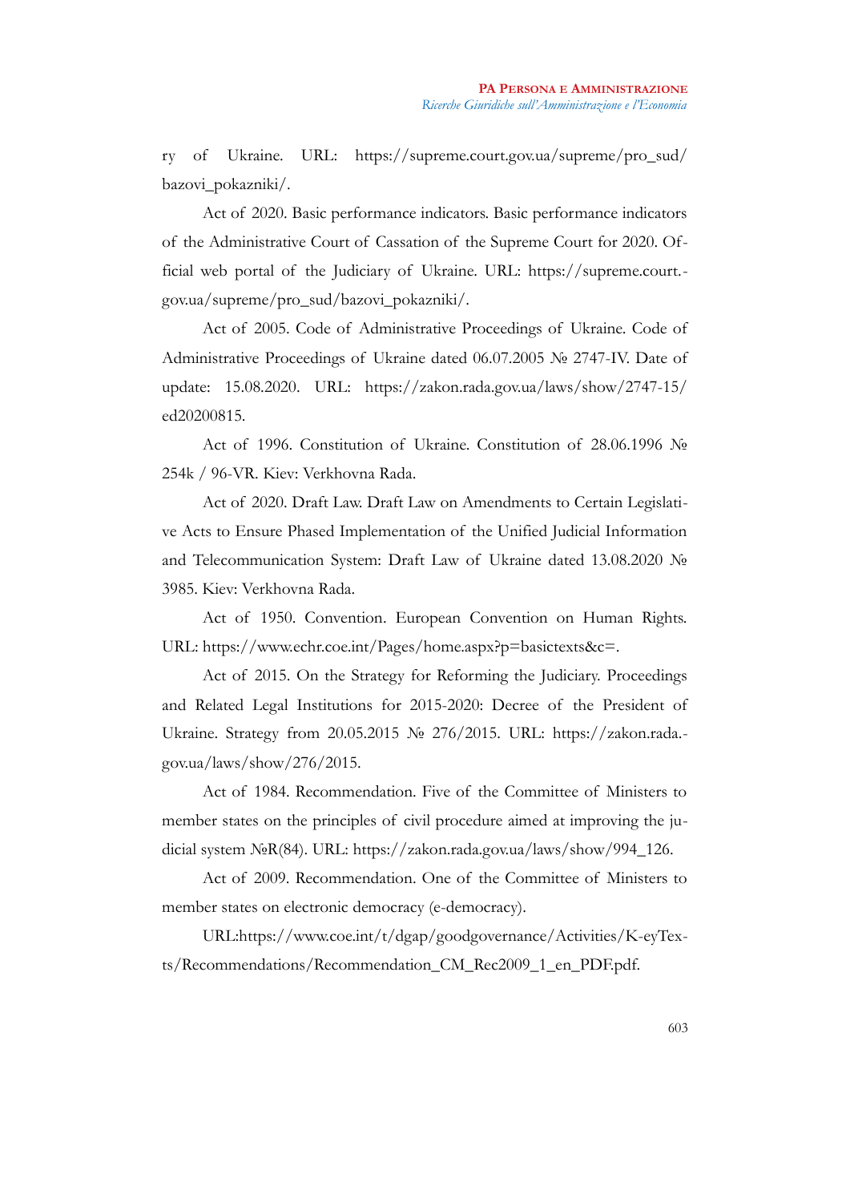ry of Ukraine. URL: https://supreme.court.gov.ua/supreme/pro_sud/bazovi_pokazniki/.

Act of 2020. Basic performance indicators. Basic performance indicators of the Administrative Court of Cassation of the Supreme Court for 2020. Official web portal of the Judiciary of Ukraine. URL: https://supreme.court.gov.ua/supreme/pro_sud/bazovi_pokazniki/.

Act of 2005. Code of Administrative Proceedings of Ukraine. Code of Administrative Proceedings of Ukraine dated 06.07.2005 № 2747-IV. Date of update: 15.08.2020. URL: https://zakon.rada.gov.ua/laws/show/2747-15/ed20200815.

Act of 1996. Constitution of Ukraine. Constitution of 28.06.1996 № 254k / 96-VR. Kiev: Verkhovna Rada.

Act of 2020. Draft Law. Draft Law on Amendments to Certain Legislative Acts to Ensure Phased Implementation of the Unified Judicial Information and Telecommunication System: Draft Law of Ukraine dated 13.08.2020 № 3985. Kiev: Verkhovna Rada.

Act of 1950. Convention. European Convention on Human Rights. URL: https://www.echr.coe.int/Pages/home.aspx?p=basictexts&c=.

Act of 2015. On the Strategy for Reforming the Judiciary. Proceedings and Related Legal Institutions for 2015-2020: Decree of the President of Ukraine. Strategy from 20.05.2015 № 276/2015. URL: https://zakon.rada.gov.ua/laws/show/276/2015.

Act of 1984. Recommendation. Five of the Committee of Ministers to member states on the principles of civil procedure aimed at improving the judicial system №R(84). URL: https://zakon.rada.gov.ua/laws/show/994_126.

Act of 2009. Recommendation. One of the Committee of Ministers to member states on electronic democracy (e-democracy).

URL:https://www.coe.int/t/dgap/goodgovernance/Activities/K-eyTexts/Recommendations/Recommendation_CM_Rec2009_1_en_PDF.pdf.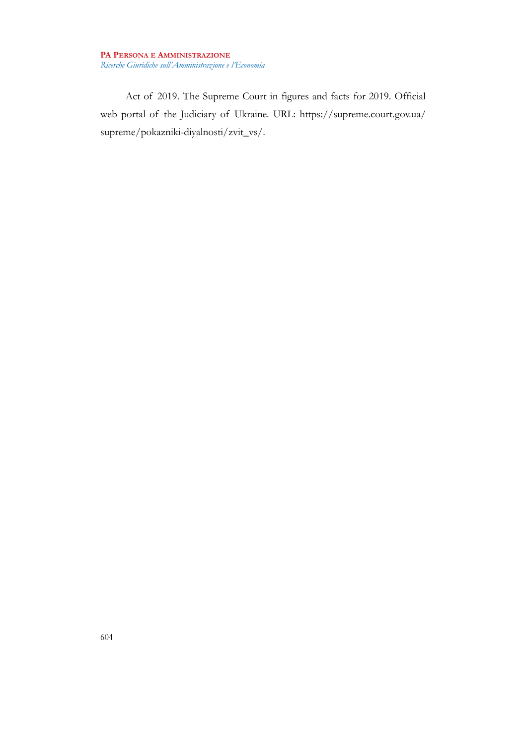Act of 2019. The Supreme Court in figures and facts for 2019. Official web portal of the Judiciary of Ukraine. URL: https://supreme.court.gov.ua/supreme/pokazniki-diyalnosti/zvit_vs/.